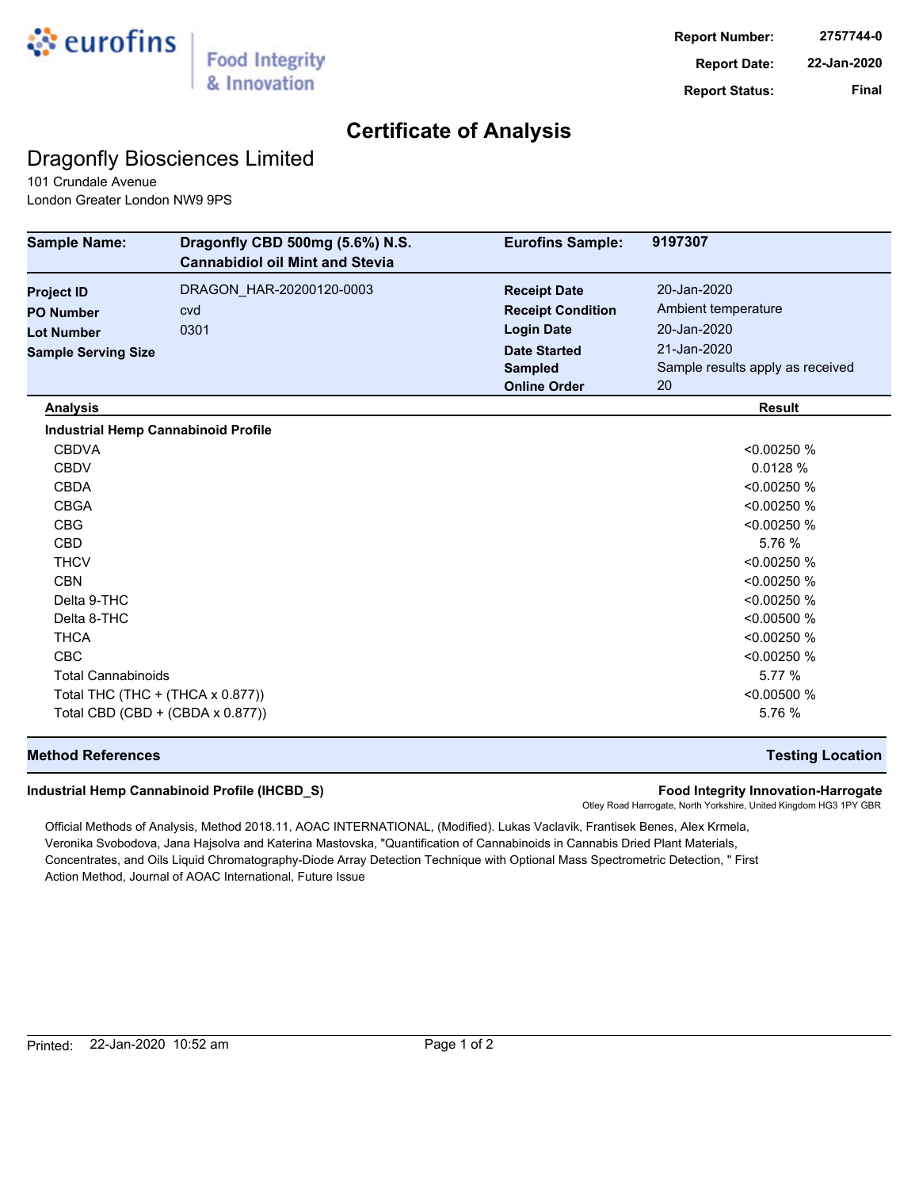eurofins | Food Integrity & Innovation

**Report Number:** 2757744-0
**Report Date:** 22-Jan-2020
**Report Status:** Final

# Certificate of Analysis

## Dragonfly Biosciences Limited

101 Crundale Avenue
London Greater London NW9 9PS

| | | | |
|---|---|---|---|
| **Sample Name:** | **Dragonfly CBD 500mg (5.6%) N.S. Cannabidiol oil Mint and Stevia** | **Eurofins Sample:** | **9197307** |
| **Project ID** | DRAGON_HAR-20200120-0003 | **Receipt Date** | 20-Jan-2020 |
| **PO Number** | cvd | **Receipt Condition** | Ambient temperature |
| **Lot Number** | 0301 | **Login Date** | 20-Jan-2020 |
| **Sample Serving Size** | | **Date Started** | 21-Jan-2020 |
| | | **Sampled** | Sample results apply as received |
| | | **Online Order** | 20 |

| Analysis | Result |
|---|---|
| **Industrial Hemp Cannabinoid Profile** | |
| CBDVA | <0.00250 % |
| CBDV | 0.0128 % |
| CBDA | <0.00250 % |
| CBGA | <0.00250 % |
| CBG | <0.00250 % |
| CBD | 5.76 % |
| THCV | <0.00250 % |
| CBN | <0.00250 % |
| Delta 9-THC | <0.00250 % |
| Delta 8-THC | <0.00500 % |
| THCA | <0.00250 % |
| CBC | <0.00250 % |
| Total Cannabinoids | 5.77 % |
| Total THC (THC + (THCA x 0.877)) | <0.00500 % |
| Total CBD (CBD + (CBDA x 0.877)) | 5.76 % |

| Method References | Testing Location |
|---|---|
| **Industrial Hemp Cannabinoid Profile (IHCBD_S)** | **Food Integrity Innovation-Harrogate** Otley Road Harrogate, North Yorkshire, United Kingdom HG3 1PY GBR |

Official Methods of Analysis, Method 2018.11, AOAC INTERNATIONAL, (Modified). Lukas Vaclavik, Frantisek Benes, Alex Krmela, Veronika Svobodova, Jana Hajsolva and Katerina Mastovska, "Quantification of Cannabinoids in Cannabis Dried Plant Materials, Concentrates, and Oils Liquid Chromatography-Diode Array Detection Technique with Optional Mass Spectrometric Detection, " First Action Method, Journal of AOAC International, Future Issue

Printed: 22-Jan-2020 10:52 am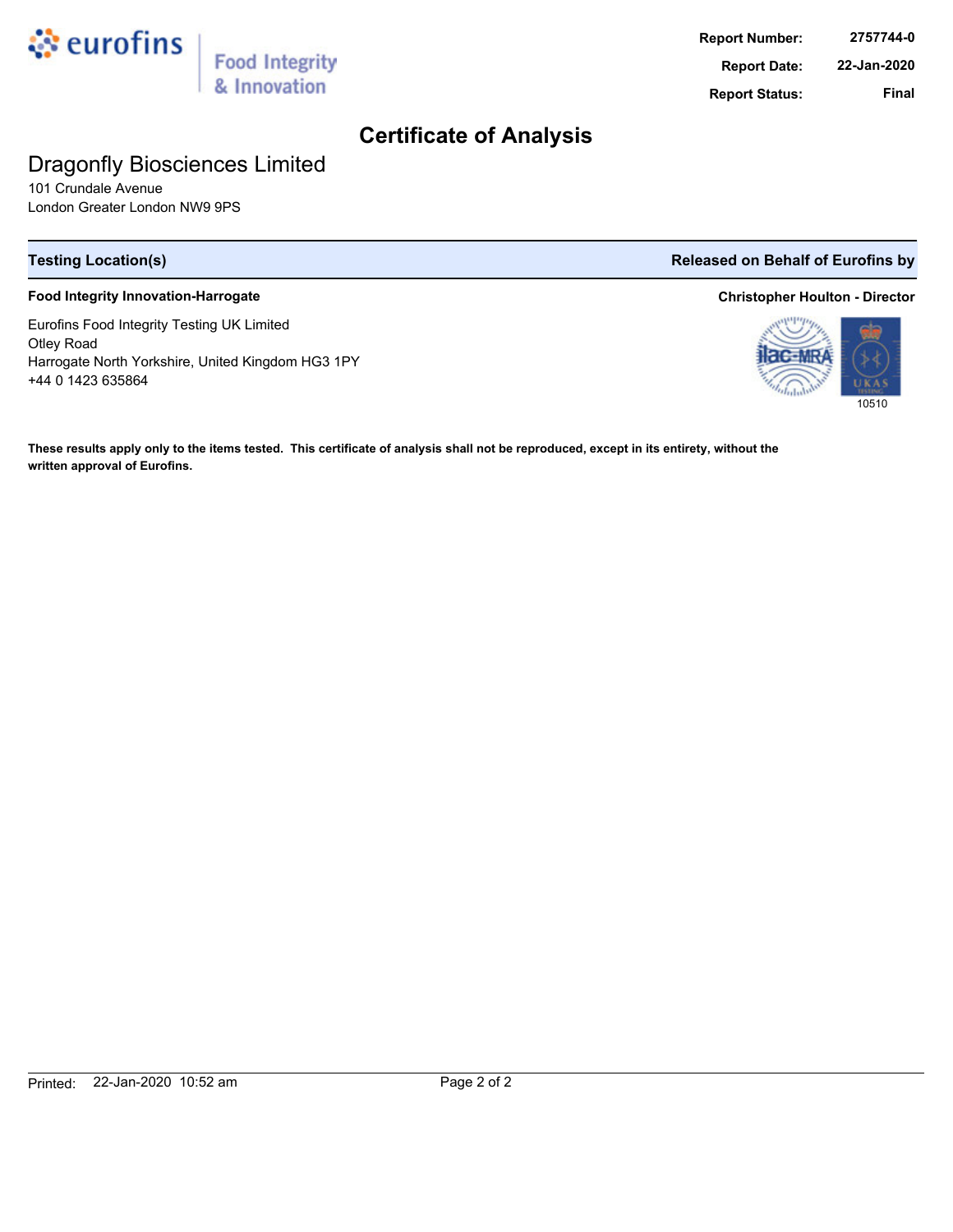**Report Number:** 2757744-0
**Report Date:** 22-Jan-2020
**Report Status:** Final

# Certificate of Analysis

## Dragonfly Biosciences Limited

101 Crundale Avenue
London Greater London NW9 9PS

| Testing Location(s) | Released on Behalf of Eurofins by |
| --- | --- |
| **Food Integrity Innovation-Harrogate** | **Christopher Houlton - Director** |

Eurofins Food Integrity Testing UK Limited
Otley Road
Harrogate North Yorkshire, United Kingdom HG3 1PY
+44 0 1423 635864

10510

**These results apply only to the items tested. This certificate of analysis shall not be reproduced, except in its entirety, without the written approval of Eurofins.**

Printed: 22-Jan-2020 10:52 am